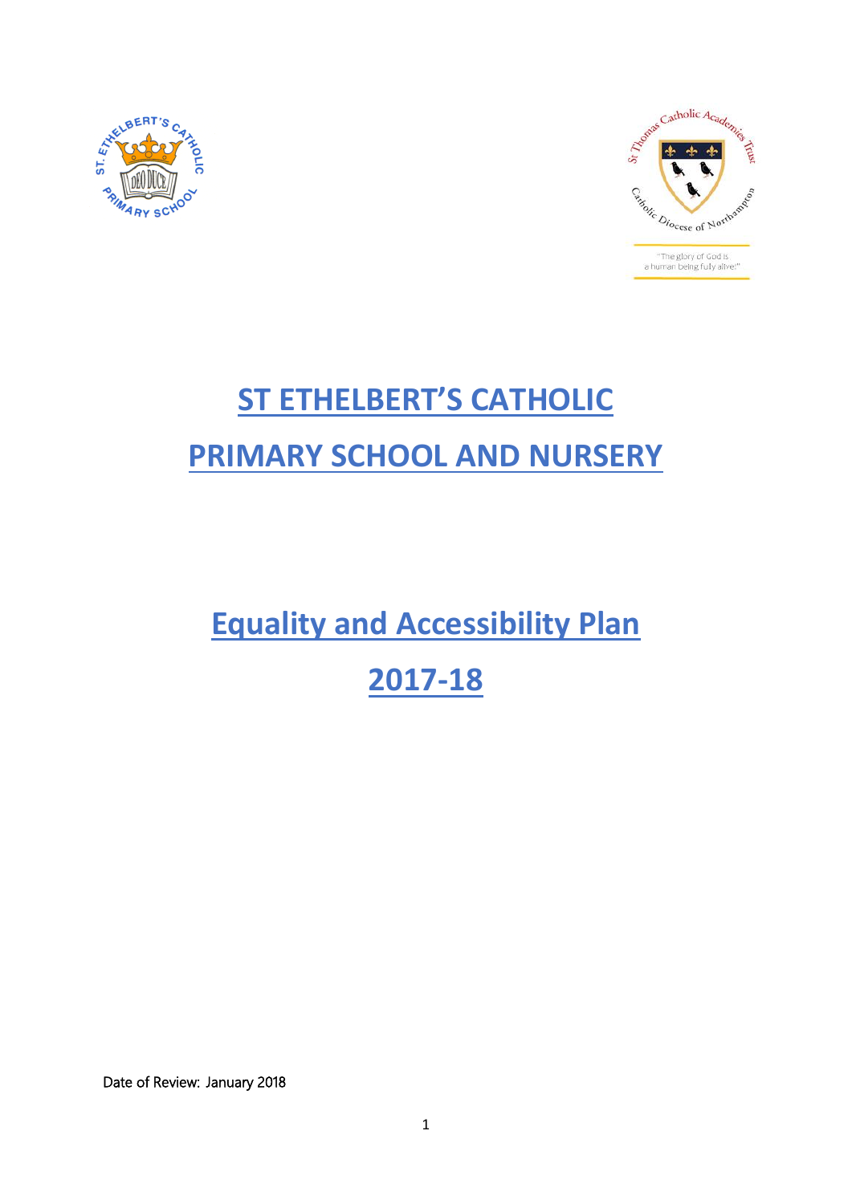# ST ETHELBERT'S CATHOLIC PRIMARY SCHOOL AND NURSERY

# Equality and Accessibility Plan

# 2017-18

Date of Review: January 2018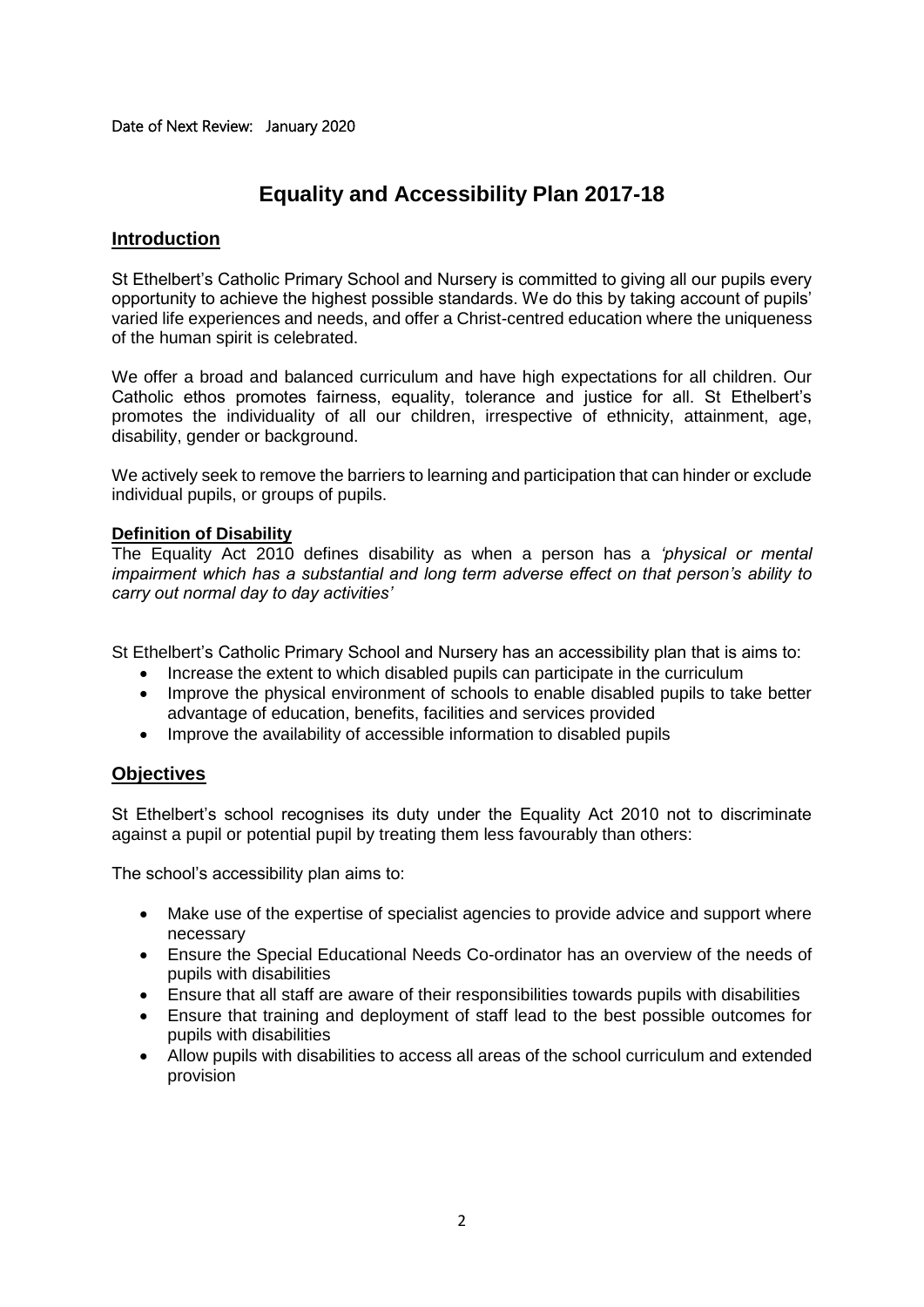Date of Next Review: January 2020

# Equality and Accessibility Plan 2017-18

## Introduction

St Ethelbert's Catholic Primary School and Nursery is committed to giving all our pupils every opportunity to achieve the highest possible standards. We do this by taking account of pupils' varied life experiences and needs, and offer a Christ-centred education where the uniqueness of the human spirit is celebrated.

We offer a broad and balanced curriculum and have high expectations for all children. Our Catholic ethos promotes fairness, equality, tolerance and justice for all. St Ethelbert's promotes the individuality of all our children, irrespective of ethnicity, attainment, age, disability, gender or background.

We actively seek to remove the barriers to learning and participation that can hinder or exclude individual pupils, or groups of pupils.

### Definition of Disability

The Equality Act 2010 defines disability as when a person has a *'physical or mental impairment which has a substantial and long term adverse effect on that person's ability to carry out normal day to day activities'*

St Ethelbert's Catholic Primary School and Nursery has an accessibility plan that is aims to:

- Increase the extent to which disabled pupils can participate in the curriculum
- Improve the physical environment of schools to enable disabled pupils to take better advantage of education, benefits, facilities and services provided
- Improve the availability of accessible information to disabled pupils

## Objectives

St Ethelbert's school recognises its duty under the Equality Act 2010 not to discriminate against a pupil or potential pupil by treating them less favourably than others:

The school's accessibility plan aims to:

- Make use of the expertise of specialist agencies to provide advice and support where necessary
- Ensure the Special Educational Needs Co-ordinator has an overview of the needs of pupils with disabilities
- Ensure that all staff are aware of their responsibilities towards pupils with disabilities
- Ensure that training and deployment of staff lead to the best possible outcomes for pupils with disabilities
- Allow pupils with disabilities to access all areas of the school curriculum and extended provision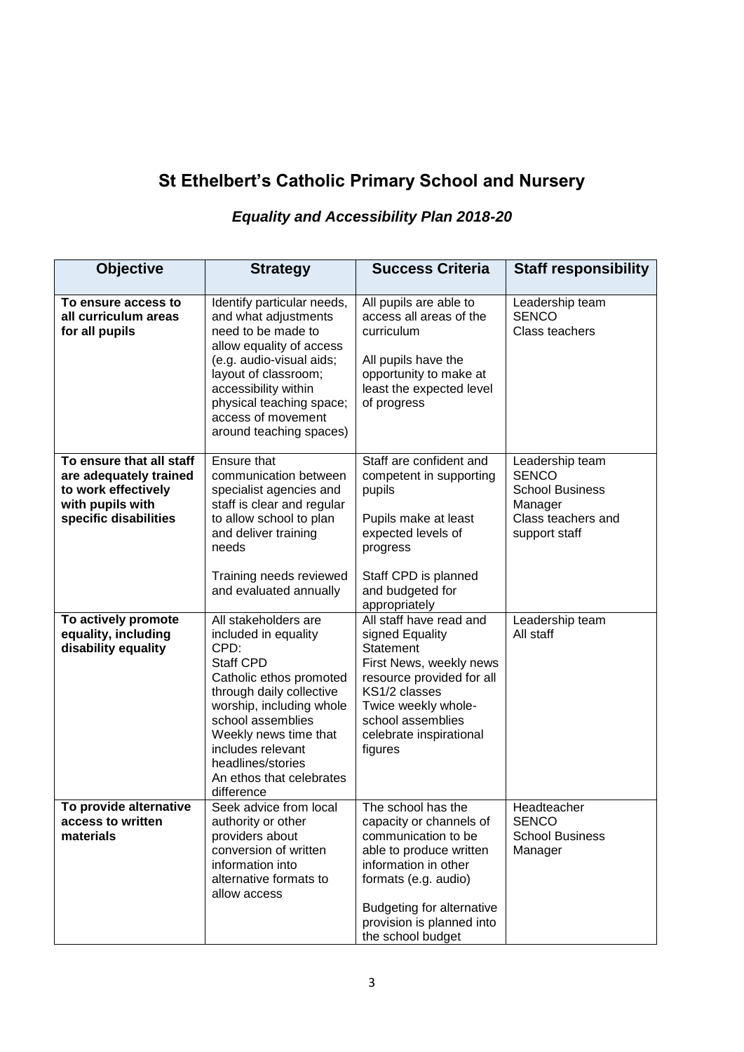# St Ethelbert's Catholic Primary School and Nursery

## *Equality and Accessibility Plan 2018-20*

| Objective | Strategy | Success Criteria | Staff responsibility |
|---|---|---|---|
| **To ensure access to all curriculum areas for all pupils** | Identify particular needs, and what adjustments need to be made to allow equality of access (e.g. audio-visual aids; layout of classroom; accessibility within physical teaching space; access of movement around teaching spaces) | All pupils are able to access all areas of the curriculum<br><br>All pupils have the opportunity to make at least the expected level of progress | Leadership team<br>SENCO<br>Class teachers |
| **To ensure that all staff are adequately trained to work effectively with pupils with specific disabilities** | Ensure that communication between specialist agencies and staff is clear and regular to allow school to plan and deliver training needs<br><br>Training needs reviewed and evaluated annually | Staff are confident and competent in supporting pupils<br><br>Pupils make at least expected levels of progress<br><br>Staff CPD is planned and budgeted for appropriately | Leadership team<br>SENCO<br>School Business Manager<br>Class teachers and support staff |
| **To actively promote equality, including disability equality** | All stakeholders are included in equality CPD:<br>Staff CPD<br>Catholic ethos promoted through daily collective worship, including whole school assemblies<br>Weekly news time that includes relevant headlines/stories<br>An ethos that celebrates difference | All staff have read and signed Equality Statement<br>First News, weekly news resource provided for all KS1/2 classes<br>Twice weekly whole-school assemblies celebrate inspirational figures | Leadership team<br>All staff |
| **To provide alternative access to written materials** | Seek advice from local authority or other providers about conversion of written information into alternative formats to allow access | The school has the capacity or channels of communication to be able to produce written information in other formats (e.g. audio)<br><br>Budgeting for alternative provision is planned into the school budget | Headteacher<br>SENCO<br>School Business Manager |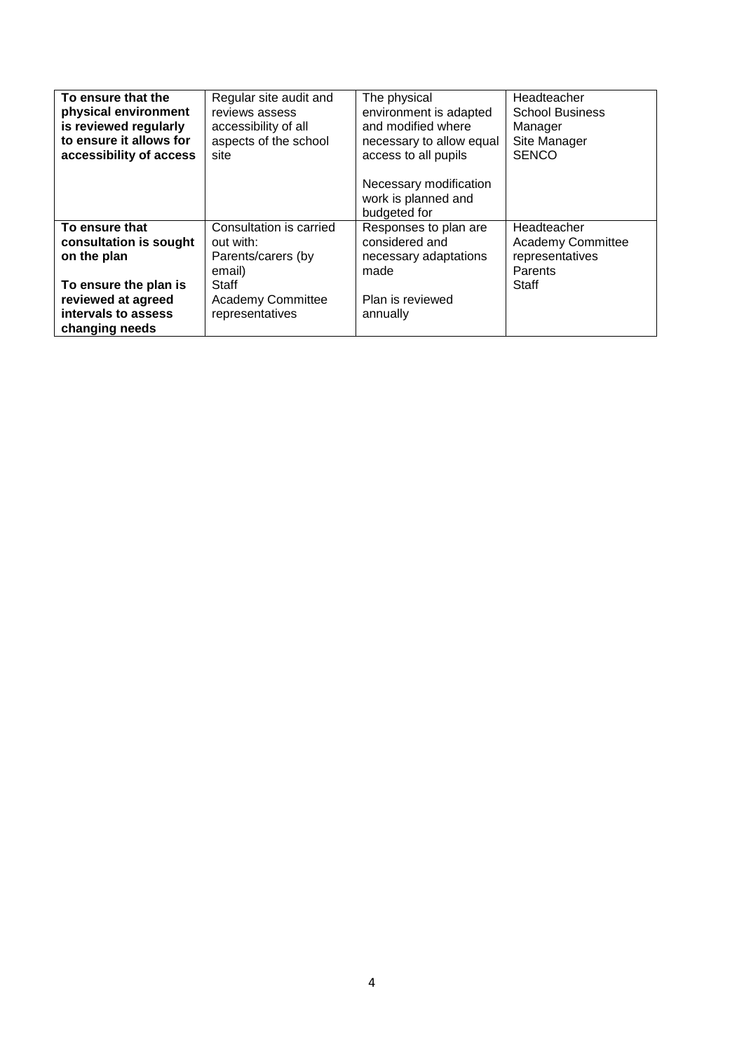| | | | |
|---|---|---|---|
| **To ensure that the physical environment is reviewed regularly to ensure it allows for accessibility of access** | Regular site audit and reviews assess accessibility of all aspects of the school site | The physical environment is adapted and modified where necessary to allow equal access to all pupils<br><br>Necessary modification work is planned and budgeted for | Headteacher<br>School Business Manager<br>Site Manager<br>SENCO |
| **To ensure that consultation is sought on the plan**<br><br>**To ensure the plan is reviewed at agreed intervals to assess changing needs** | Consultation is carried out with:<br>Parents/carers (by email)<br>Staff<br>Academy Committee representatives | Responses to plan are considered and necessary adaptations made<br><br>Plan is reviewed annually | Headteacher<br>Academy Committee representatives<br>Parents<br>Staff |